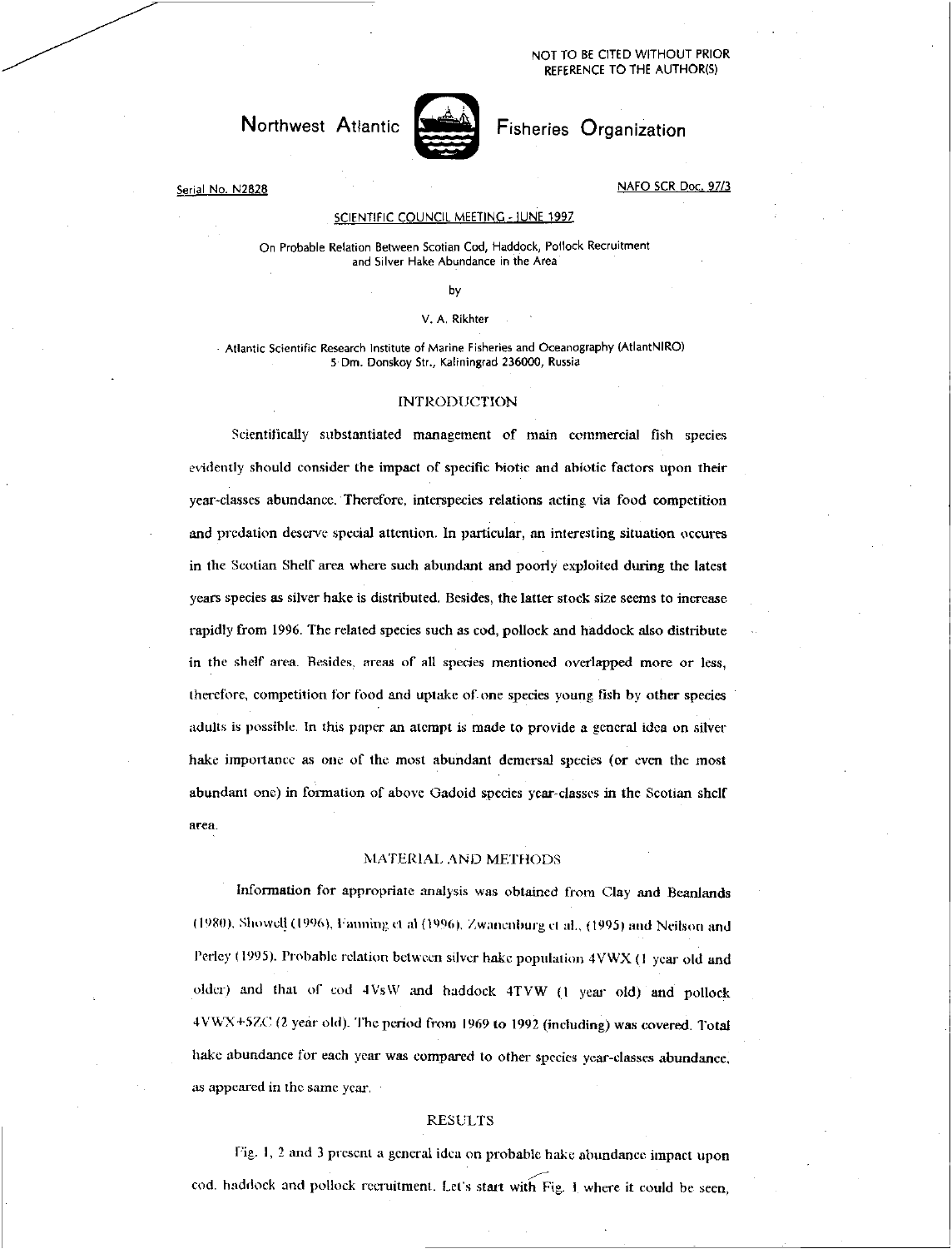NOT TO BE CITED WITHOUT PRIOR REFERENCE TO THE AUTHOR(S)

# Northwest Atlantic Fisheries Organization

Serial No. N2828

NAFO SCR Doc. 97/3

SCIENTIFIC COUNCIL MEETING - JUNE 1997

On Probable Relation Between Scotian Cod, Haddock, Pollock Recruitment and Silver Hake Abundance in the Area

by

V. A. Rikhter

Atlantic Scientific Research Institute of Marine Fisheries and Oceanography (AtlantNIRO)
5 Dm. Donskoy Str., Kaliningrad 236000, Russia

## INTRODUCTION

Scientifically substantiated management of main commercial fish species evidently should consider the impact of specific biotic and abiotic factors upon their year-classes abundance. Therefore, interspecies relations acting via food competition and predation deserve special attention. In particular, an interesting situation occures in the Scotian Shelf area where such abundant and poorly exploited during the latest years species as silver hake is distributed. Besides, the latter stock size seems to increase rapidly from 1996. The related species such as cod, pollock and haddock also distribute in the shelf area. Besides, areas of all species mentioned overlapped more or less, therefore, competition for food and uptake of one species young fish by other species adults is possible. In this paper an atempt is made to provide a general idea on silver hake importance as one of the most abundant demersal species (or even the most abundant one) in formation of above Gadoid species year-classes in the Scotian shelf area.

## MATERIAL AND METHODS

Information for appropriate analysis was obtained from Clay and Beanlands (1980), Showell (1996), Fanning et al (1996), Zwanenburg et al., (1995) and Neilson and Perley (1995). Probable relation between silver hake population 4VWX (1 year old and older) and that of cod 4VsW and haddock 4TVW (1 year old) and pollock 4VWX+5ZC (2 year old). The period from 1969 to 1992 (including) was covered. Total hake abundance for each year was compared to other species year-classes abundance, as appeared in the same year.

## RESULTS

Fig. 1, 2 and 3 present a general idea on probable hake abundance impact upon cod, haddock and pollock recruitment. Let's start with Fig. 1 where it could be seen,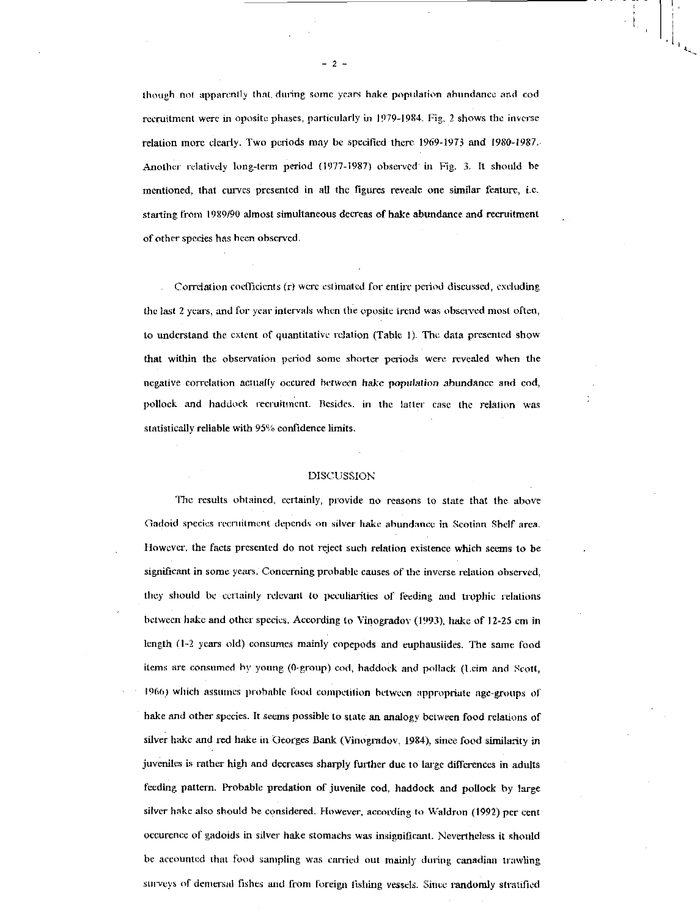though not apparently that, during some years hake population abundance and cod recruitment were in oposite phases, particularly in 1979-1984. Fig. 2 shows the inverse relation more clearly. Two periods may be specified there 1969-1973 and 1980-1987. Another relatively long-term period (1977-1987) observed in Fig. 3. It should be mentioned, that curves presented in all the figures reveale one similar feature, i.e. starting from 1989/90 almost simultaneous decreas of hake abundance and recruitment of other species has been observed.

Correlation coefficients (r) were estimated for entire period discussed, excluding the last 2 years, and for year intervals when the oposite trend was observed most often, to understand the extent of quantitative relation (Table 1). The data presented show that within the observation period some shorter periods were revealed when the negative correlation actually occured between hake population abundance and cod, pollock and haddock recruitment. Besides, in the latter case the relation was statistically reliable with 95% confidence limits.

## DISCUSSION

The results obtained, certainly, provide no reasons to state that the above Gadoid species recruitment depends on silver hake abundance in Scotian Shelf area. However, the facts presented do not reject such relation existence which seems to be significant in some years. Concerning probable causes of the inverse relation observed, they should be certainly relevant to peculiarities of feeding and trophic relations between hake and other species. According to Vinogradov (1993), hake of 12-25 cm in length (1-2 years old) consumes mainly copepods and euphausiides. The same food items are consumed by young (0-group) cod, haddock and pollack (Leim and Scott, 1966) which assumes probable food competition between appropriate age-groups of hake and other species. It seems possible to state an analogy between food relations of silver hake and red hake in Georges Bank (Vinogradov, 1984), since food similarity in juveniles is rather high and decreases sharply further due to large differences in adults feeding pattern. Probable predation of juvenile cod, haddock and pollock by large silver hake also should be considered. However, according to Waldron (1992) per cent occurence of gadoids in silver hake stomachs was insignificant. Nevertheless it should be accounted that food sampling was carried out mainly during canadian trawling surveys of demersal fishes and from foreign fishing vessels. Since randomly stratified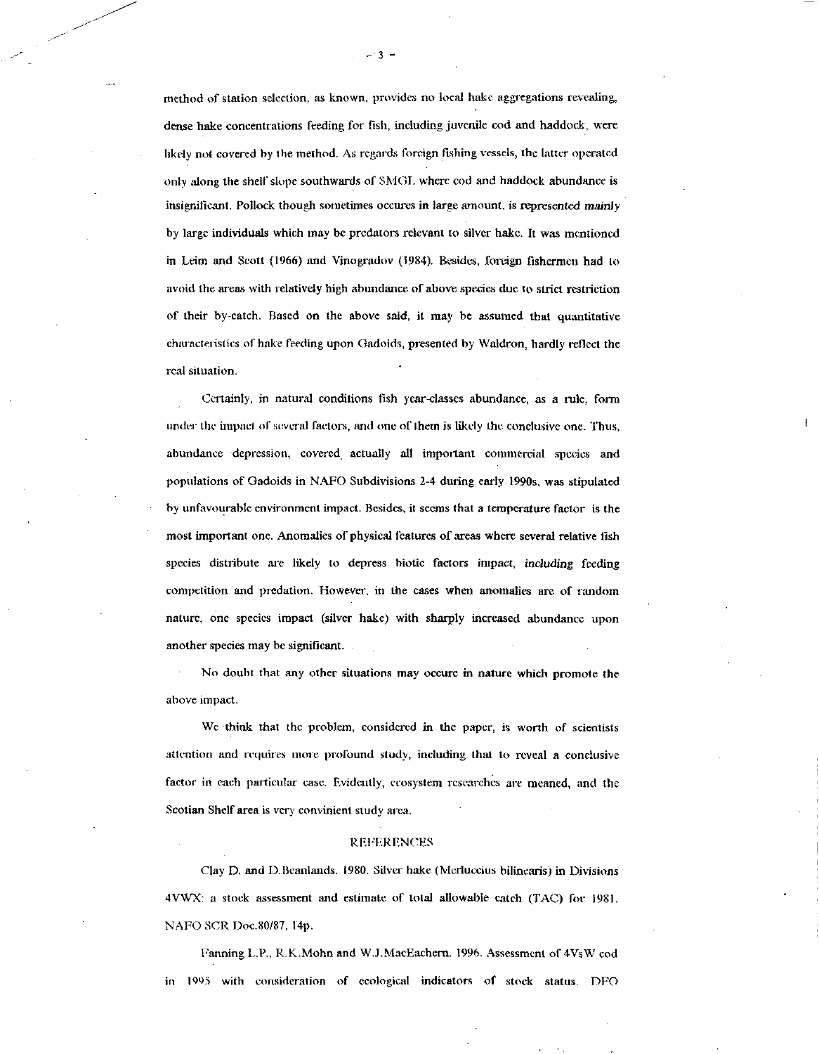method of station selection, as known, provides no local hake aggregations revealing, dense hake concentrations feeding for fish, including juvenile cod and haddock, were likely not covered by the method. As regards foreign fishing vessels, the latter operated only along the shelf slope southwards of SMGL where cod and haddock abundance is insignificant. Pollock though sometimes occures in large amount, is represented mainly by large individuals which may be predators relevant to silver hake. It was mentioned in Leim and Scott (1966) and Vinogradov (1984). Besides, foreign fishermen had to avoid the areas with relatively high abundance of above species due to strict restriction of their by-catch. Based on the above said, it may be assumed that quantitative characteristics of hake feeding upon Gadoids, presented by Waldron, hardly reflect the real situation.

Certainly, in natural conditions fish year-classes abundance, as a rule, form under the impact of several factors, and one of them is likely the conclusive one. Thus, abundance depression, covered actually all important commercial species and populations of Gadoids in NAFO Subdivisions 2-4 during early 1990s, was stipulated by unfavourable environment impact. Besides, it seems that a temperature factor is the most important one. Anomalies of physical features of areas where several relative fish species distribute are likely to depress biotic factors impact, including feeding competition and predation. However, in the cases when anomalies are of random nature, one species impact (silver hake) with sharply increased abundance upon another species may be significant.

No doubt that any other situations may occure in nature which promote the above impact.

We think that the problem, considered in the paper, is worth of scientists attention and requires more profound study, including that to reveal a conclusive factor in each particular case. Evidently, ecosystem researches are meaned, and the Scotian Shelf area is very convinient study area.

## REFERENCES

Clay D. and D.Beanlands. 1980. Silver hake (Merluccius bilinearis) in Divisions 4VWX: a stock assessment and estimate of total allowable catch (TAC) for 1981. NAFO SCR Doc.80/87, 14p.

Fanning L.P., R.K.Mohn and W.J.MacEachern. 1996. Assessment of 4VsW cod in 1995 with consideration of ecological indicators of stock status. DFO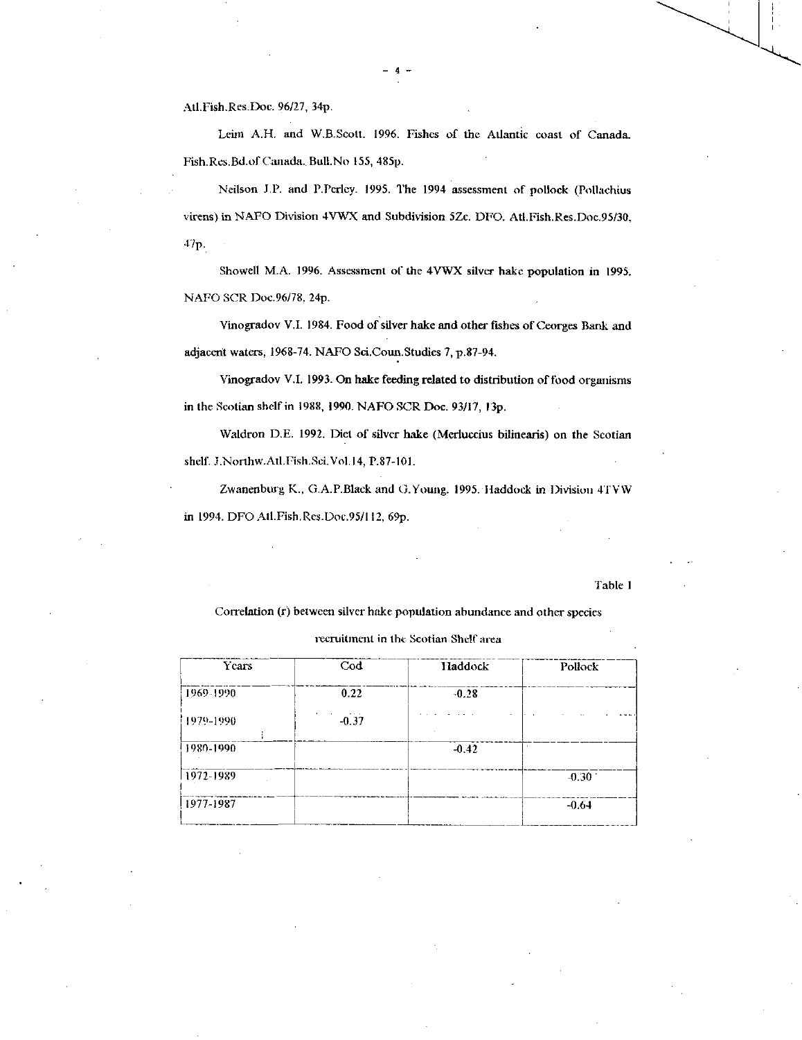Atl.Fish.Res.Doc. 96/27, 34p.

Leim A.H. and W.B.Scott. 1996. Fishes of the Atlantic coast of Canada. Fish.Res.Bd.of Canada. Bull.No 155, 485p.

Neilson J.P. and P.Perley. 1995. The 1994 assessment of pollock (Pollachius virens) in NAFO Division 4VWX and Subdivision 5Zc. DFO. Atl.Fish.Res.Doc.95/30, 47p.

Showell M.A. 1996. Assessment of the 4VWX silver hake population in 1995. NAFO SCR Doc.96/78, 24p.

Vinogradov V.I. 1984. Food of silver hake and other fishes of Georges Bank and adjacent waters, 1968-74. NAFO Sci.Coun.Studies 7, p.87-94.

Vinogradov V.I. 1993. On hake feeding related to distribution of food organisms in the Scotian shelf in 1988, 1990. NAFO SCR Doc. 93/17, 13p.

Waldron D.E. 1992. Diet of silver hake (Merluccius bilinearis) on the Scotian shelf. J.Northw.Atl.Fish.Sci.Vol.14, P.87-101.

Zwanenburg K., G.A.P.Black and G.Young. 1995. Haddock in Division 4TVW in 1994. DFO Atl.Fish.Res.Doc.95/112, 69p.

Table 1

Correlation (r) between silver hake population abundance and other species recruitment in the Scotian Shelf area

| Years | Cod | Haddock | Pollock |
|---|---|---|---|
| 1969-1990 | 0.22 | -0.28 | |
| 1979-1990 | -0.37 | | |
| 1980-1990 | | -0.42 | |
| 1972-1989 | | | -0.30 |
| 1977-1987 | | | -0.64 |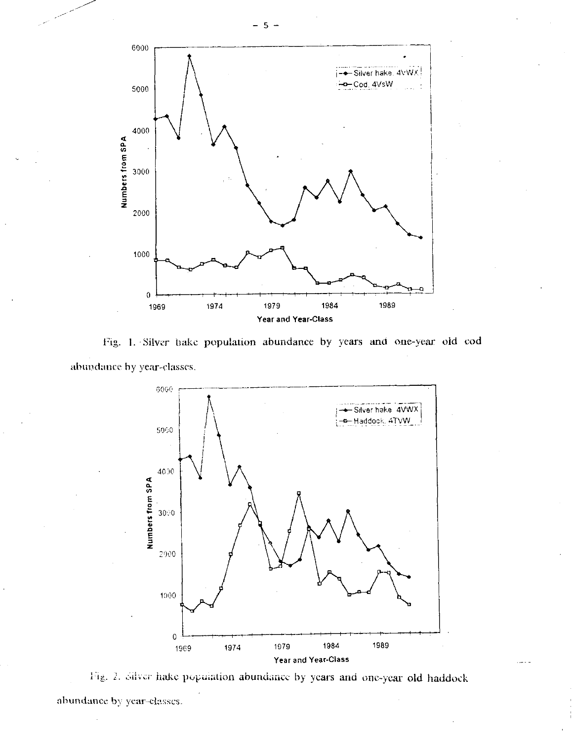Fig. 1. Silver hake population abundance by years and one-year old cod abundance by year-classes.

Fig. 2. Silver hake population abundance by years and one-year old haddock abundance by year-classes.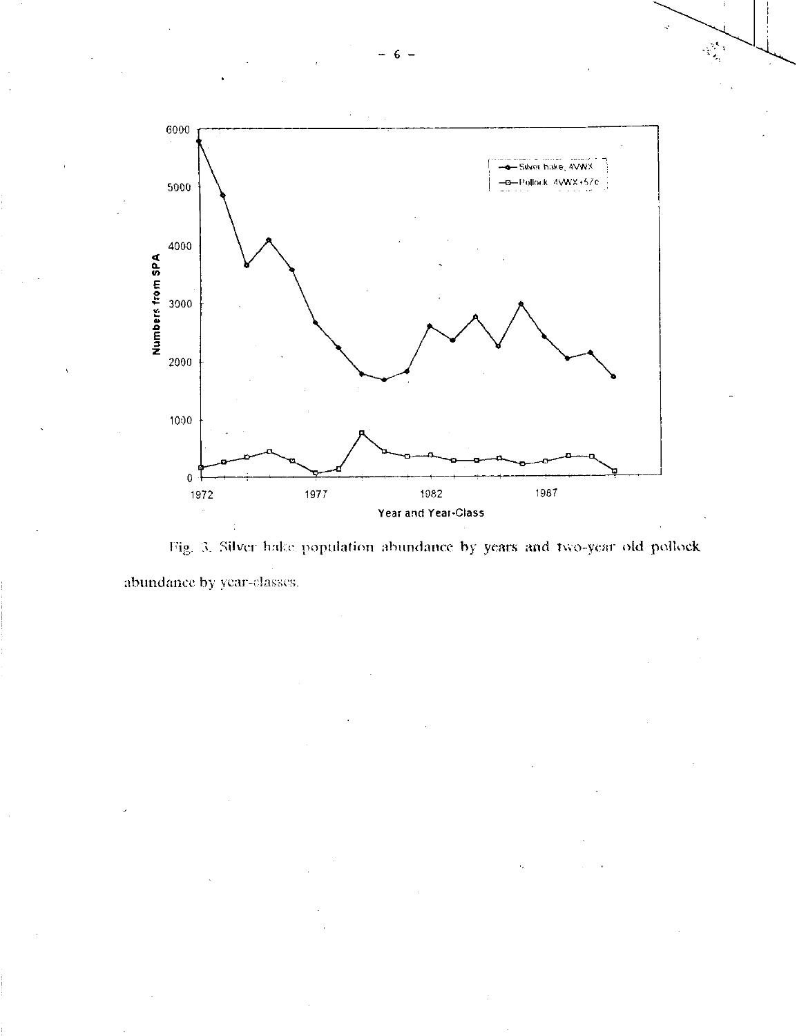6000

5000

4000

3000

2000

1000

0

Numbers from SPA

1972

1977

1982

1987

Year and Year-Class

Silver hake, 4VWX

Pollock 4VWX+5Zc

Fig. 3. Silver hake population abundance by years and two-year old pollock abundance by year-classes.